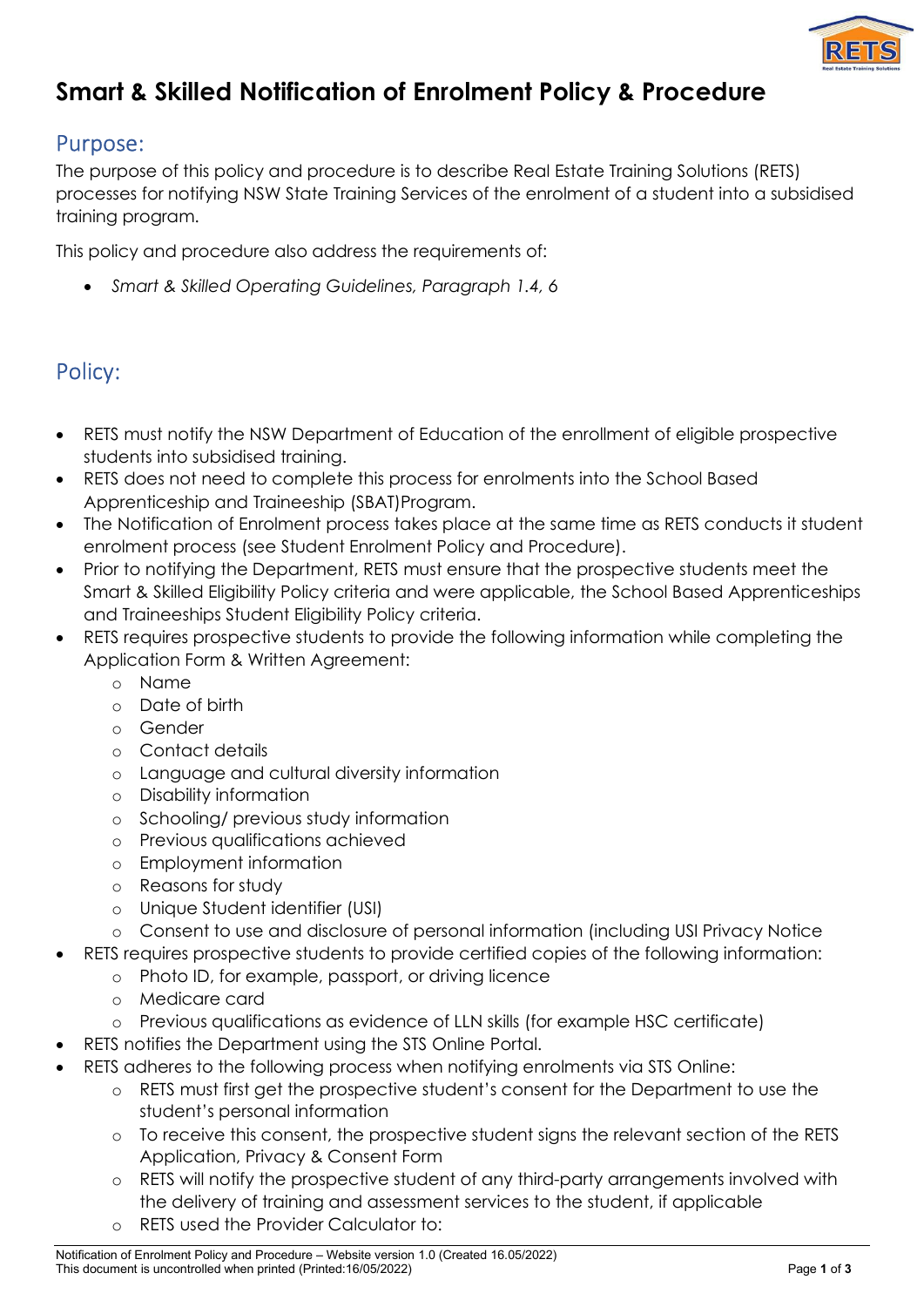# Smart & Skilled Notification of Enrolment Policy & Procedure

## Purpose:

The purpose of this policy and procedure is to describe Real Estate Training Solutions (RETS) processes for notifying NSW State Training Services of the enrolment of a student into a subsidised training program.

This policy and procedure also address the requirements of:

- *Smart & Skilled Operating Guidelines, Paragraph 1.4, 6*

## Policy:

- RETS must notify the NSW Department of Education of the enrollment of eligible prospective students into subsidised training.
- RETS does not need to complete this process for enrolments into the School Based Apprenticeship and Traineeship (SBAT)Program.
- The Notification of Enrolment process takes place at the same time as RETS conducts it student enrolment process (see Student Enrolment Policy and Procedure).
- Prior to notifying the Department, RETS must ensure that the prospective students meet the Smart & Skilled Eligibility Policy criteria and were applicable, the School Based Apprenticeships and Traineeships Student Eligibility Policy criteria.
- RETS requires prospective students to provide the following information while completing the Application Form & Written Agreement:
  - Name
  - Date of birth
  - Gender
  - Contact details
  - Language and cultural diversity information
  - Disability information
  - Schooling/ previous study information
  - Previous qualifications achieved
  - Employment information
  - Reasons for study
  - Unique Student identifier (USI)
  - Consent to use and disclosure of personal information (including USI Privacy Notice
- RETS requires prospective students to provide certified copies of the following information:
  - Photo ID, for example, passport, or driving licence
  - Medicare card
  - Previous qualifications as evidence of LLN skills (for example HSC certificate)
- RETS notifies the Department using the STS Online Portal.
- RETS adheres to the following process when notifying enrolments via STS Online:
  - RETS must first get the prospective student's consent for the Department to use the student's personal information
  - To receive this consent, the prospective student signs the relevant section of the RETS Application, Privacy & Consent Form
  - RETS will notify the prospective student of any third-party arrangements involved with the delivery of training and assessment services to the student, if applicable
  - RETS used the Provider Calculator to: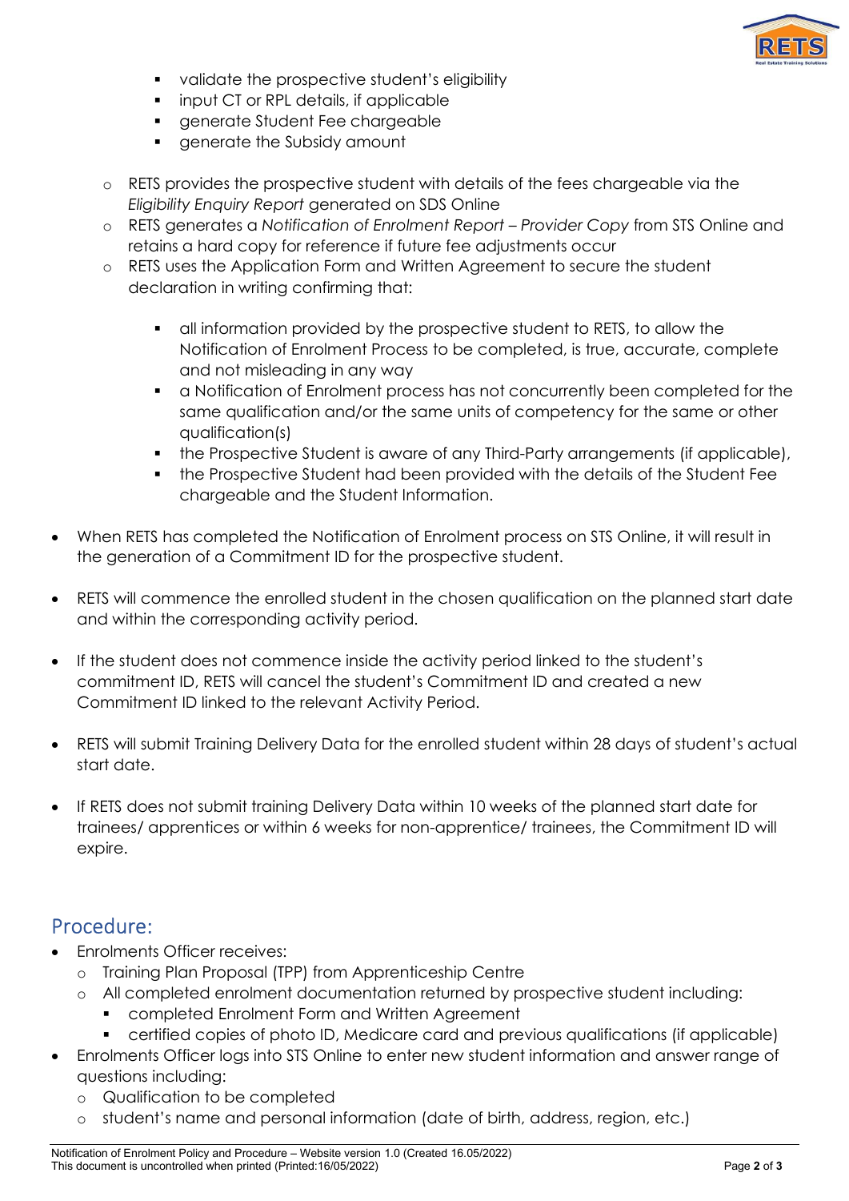- validate the prospective student's eligibility
        - input CT or RPL details, if applicable
        - generate Student Fee chargeable
        - generate the Subsidy amount

    - RETS provides the prospective student with details of the fees chargeable via the *Eligibility Enquiry Report* generated on SDS Online
    - RETS generates a *Notification of Enrolment Report – Provider Copy* from STS Online and retains a hard copy for reference if future fee adjustments occur
    - RETS uses the Application Form and Written Agreement to secure the student declaration in writing confirming that:

        - all information provided by the prospective student to RETS, to allow the Notification of Enrolment Process to be completed, is true, accurate, complete and not misleading in any way
        - a Notification of Enrolment process has not concurrently been completed for the same qualification and/or the same units of competency for the same or other qualification(s)
        - the Prospective Student is aware of any Third-Party arrangements (if applicable),
        - the Prospective Student had been provided with the details of the Student Fee chargeable and the Student Information.

- When RETS has completed the Notification of Enrolment process on STS Online, it will result in the generation of a Commitment ID for the prospective student.

- RETS will commence the enrolled student in the chosen qualification on the planned start date and within the corresponding activity period.

- If the student does not commence inside the activity period linked to the student's commitment ID, RETS will cancel the student's Commitment ID and created a new Commitment ID linked to the relevant Activity Period.

- RETS will submit Training Delivery Data for the enrolled student within 28 days of student's actual start date.

- If RETS does not submit training Delivery Data within 10 weeks of the planned start date for trainees/ apprentices or within 6 weeks for non-apprentice/ trainees, the Commitment ID will expire.

## Procedure:

- Enrolments Officer receives:
    - Training Plan Proposal (TPP) from Apprenticeship Centre
    - All completed enrolment documentation returned by prospective student including:
        - completed Enrolment Form and Written Agreement
        - certified copies of photo ID, Medicare card and previous qualifications (if applicable)
- Enrolments Officer logs into STS Online to enter new student information and answer range of questions including:
    - Qualification to be completed
    - student's name and personal information (date of birth, address, region, etc.)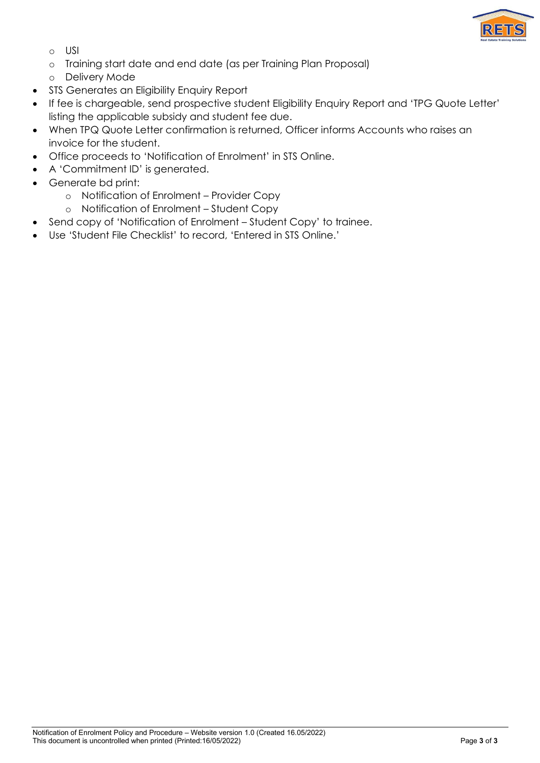- USI
  - Training start date and end date (as per Training Plan Proposal)
  - Delivery Mode
- STS Generates an Eligibility Enquiry Report
- If fee is chargeable, send prospective student Eligibility Enquiry Report and 'TPG Quote Letter' listing the applicable subsidy and student fee due.
- When TPQ Quote Letter confirmation is returned, Officer informs Accounts who raises an invoice for the student.
- Office proceeds to 'Notification of Enrolment' in STS Online.
- A 'Commitment ID' is generated.
- Generate bd print:
  - Notification of Enrolment – Provider Copy
  - Notification of Enrolment – Student Copy
- Send copy of 'Notification of Enrolment – Student Copy' to trainee.
- Use 'Student File Checklist' to record, 'Entered in STS Online.'